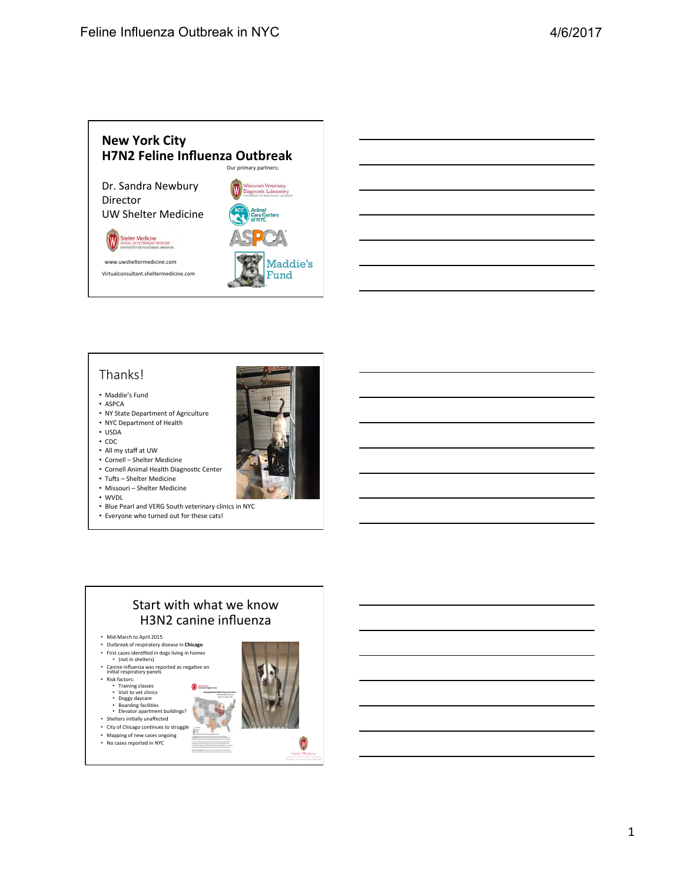## New York City H7N2 Feline Influenza Outbreak

Our primary partners:

Dr. Sandra Newbury
Director
UW Shelter Medicine

www.uwsheltermedicine.com

Virtualconsultant.sheltermedicine.com

## Thanks!

- Maddie's Fund
- ASPCA
- NY State Department of Agriculture
- NYC Department of Health
- USDA
- CDC
- All my staff at UW
- Cornell – Shelter Medicine
- Cornell Animal Health Diagnostic Center
- Tufts – Shelter Medicine
- Missouri – Shelter Medicine
- WVDL
- Blue Pearl and VERG South veterinary clinics in NYC
- Everyone who turned out for these cats!

## Start with what we know H3N2 canine influenza

- Mid-March to April 2015
- Outbreak of respiratory disease in **Chicago**
- First cases identified in dogs living in homes
  - (not in shelters)
- Canine influenza was reported as negative on initial respiratory panels
- Risk factors:
  - Training classes
  - Visit to vet clinics
  - Doggy daycare
  - Boarding facilities
  - Elevator apartment buildings?
- Shelters initially unaffected
- City of Chicago continues to struggle
- Mapping of new cases ongoing
- No cases reported in NYC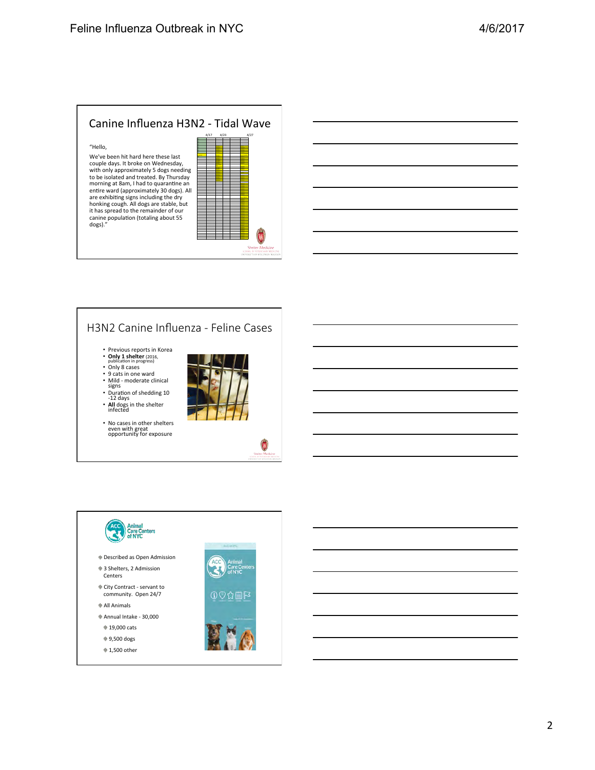## Canine Influenza H3N2 - Tidal Wave

"Hello,

We've been hit hard here these last couple days. It broke on Wednesday, with only approximately 5 dogs needing to be isolated and treated. By Thursday morning at 8am, I had to quarantine an entire ward (approximately 30 dogs). All are exhibiting signs including the dry honking cough. All dogs are stable, but it has spread to the remainder of our canine population (totaling about 55 dogs)."

## H3N2 Canine Influenza - Feline Cases

- Previous reports in Korea
- **Only 1 shelter** (2016, publication in progress)
- Only 8 cases
- 9 cats in one ward
- Mild - moderate clinical signs
- Duration of shedding 10 -12 days
- **All** dogs in the shelter infected
- No cases in other shelters even with great opportunity for exposure

## Animal Care Centers of NYC

- Described as Open Admission
- 3 Shelters, 2 Admission Centers
- City Contract - servant to community. Open 24/7
- All Animals
- Annual Intake - 30,000
  - 19,000 cats
  - 9,500 dogs
  - 1,500 other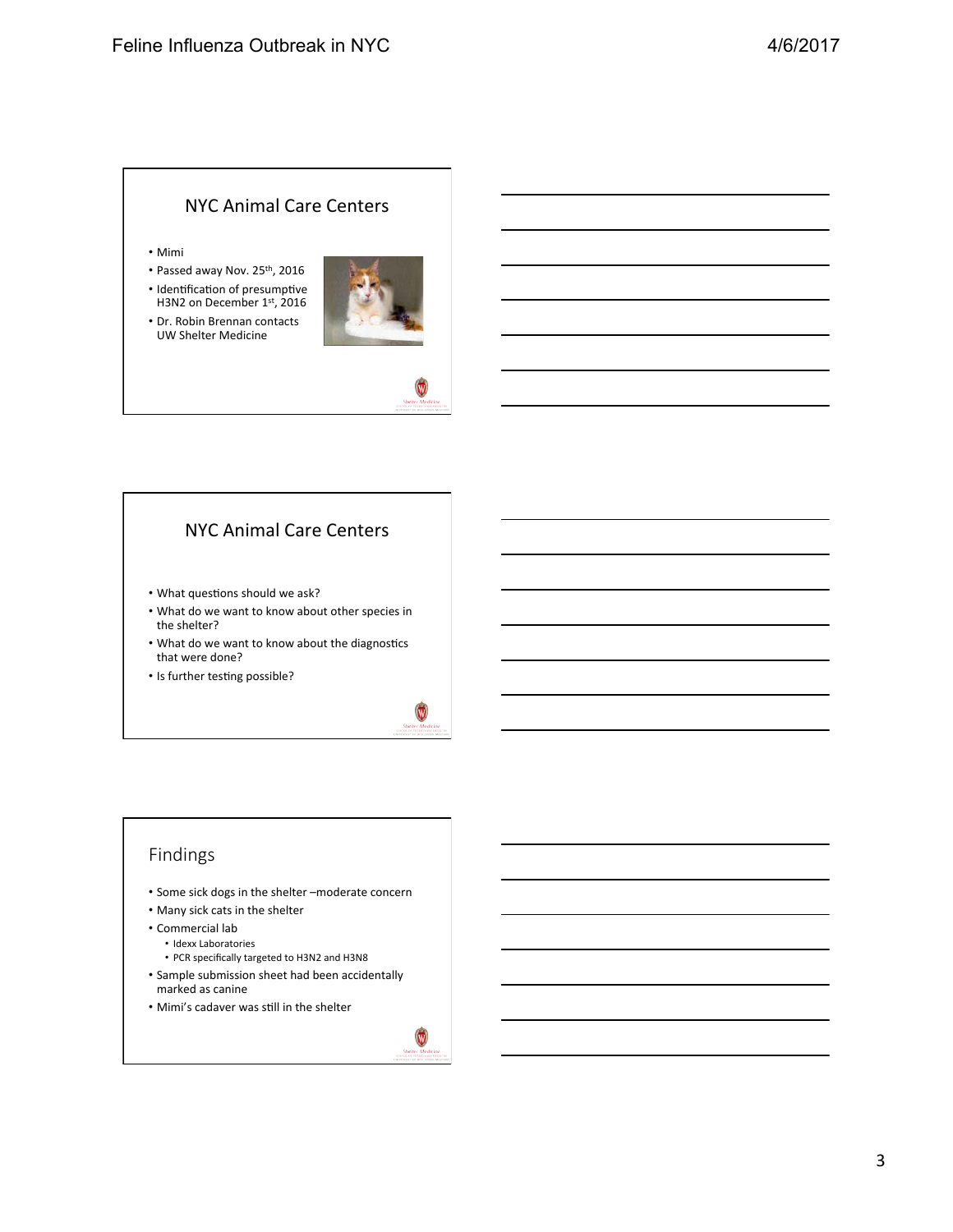## NYC Animal Care Centers

- Mimi
- Passed away Nov. 25th, 2016
- Identification of presumptive H3N2 on December 1st, 2016
- Dr. Robin Brennan contacts UW Shelter Medicine

## NYC Animal Care Centers

- What questions should we ask?
- What do we want to know about other species in the shelter?
- What do we want to know about the diagnostics that were done?
- Is further testing possible?

## Findings

- Some sick dogs in the shelter – moderate concern
- Many sick cats in the shelter
- Commercial lab
  - Idexx Laboratories
  - PCR specifically targeted to H3N2 and H3N8
- Sample submission sheet had been accidentally marked as canine
- Mimi's cadaver was still in the shelter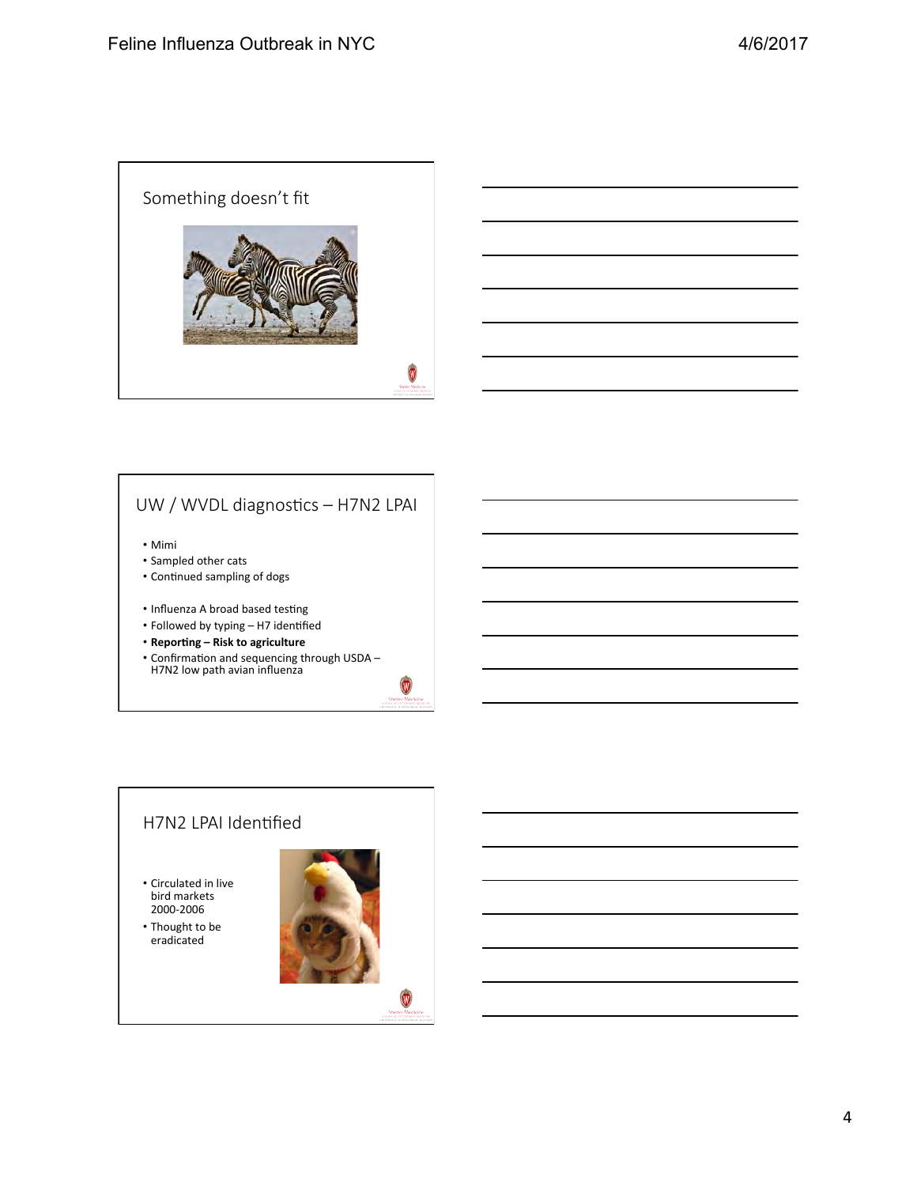## Something doesn't fit

## UW / WVDL diagnostics – H7N2 LPAI

- Mimi
- Sampled other cats
- Continued sampling of dogs

- Influenza A broad based testing
- Followed by typing – H7 identified
- **Reporting – Risk to agriculture**
- Confirmation and sequencing through USDA – H7N2 low path avian influenza

## H7N2 LPAI Identified

- Circulated in live bird markets 2000-2006
- Thought to be eradicated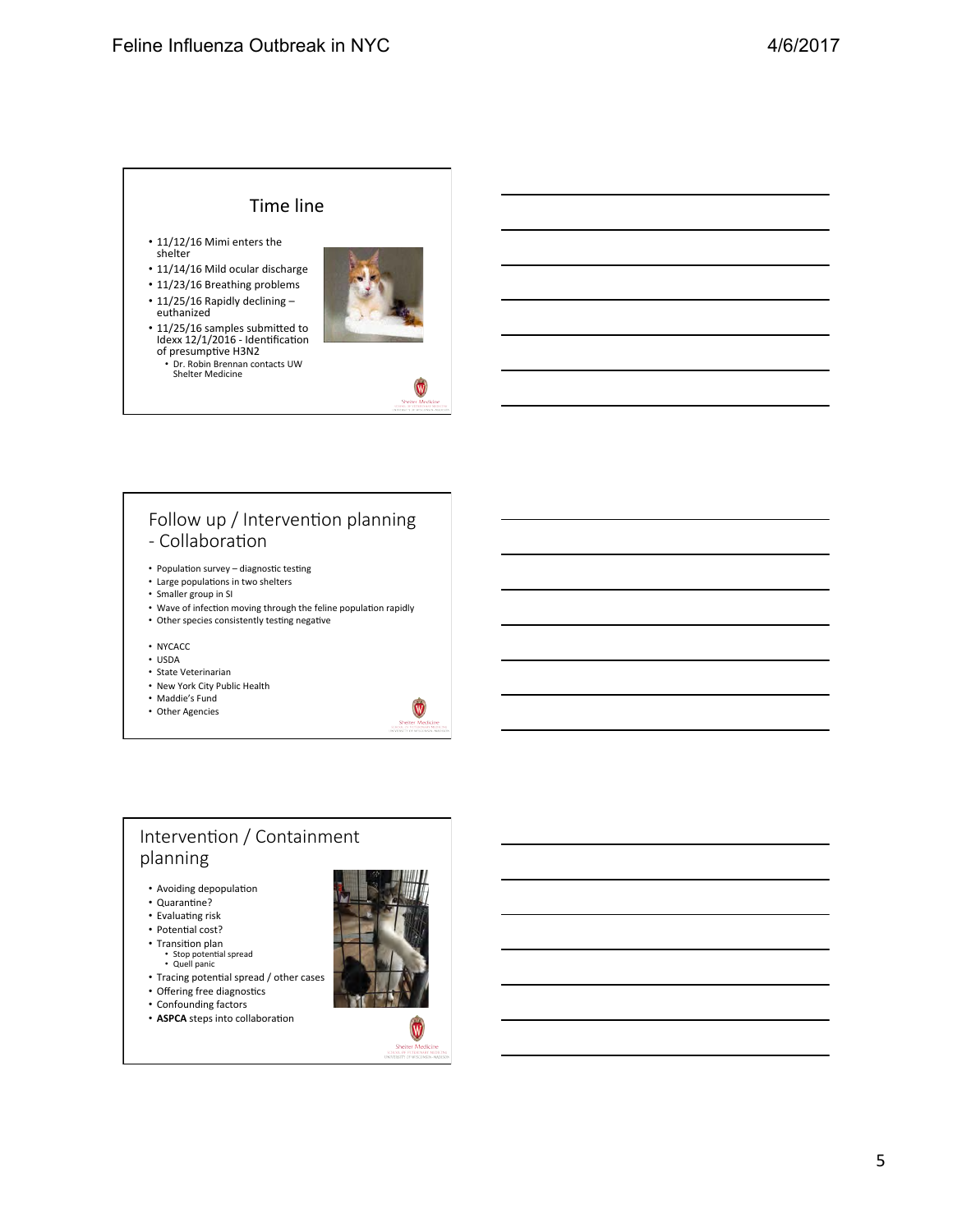## Time line

- 11/12/16 Mimi enters the shelter
- 11/14/16 Mild ocular discharge
- 11/23/16 Breathing problems
- 11/25/16 Rapidly declining – euthanized
- 11/25/16 samples submitted to Idexx 12/1/2016 - Identification of presumptive H3N2
  - Dr. Robin Brennan contacts UW Shelter Medicine

## Follow up / Intervention planning - Collaboration

- Population survey – diagnostic testing
- Large populations in two shelters
- Smaller group in SI
- Wave of infection moving through the feline population rapidly
- Other species consistently testing negative

- NYCACC
- USDA
- State Veterinarian
- New York City Public Health
- Maddie's Fund
- Other Agencies

## Intervention / Containment planning

- Avoiding depopulation
- Quarantine?
- Evaluating risk
- Potential cost?
- Transition plan
  - Stop potential spread
  - Quell panic
- Tracing potential spread / other cases
- Offering free diagnostics
- Confounding factors
- **ASPCA** steps into collaboration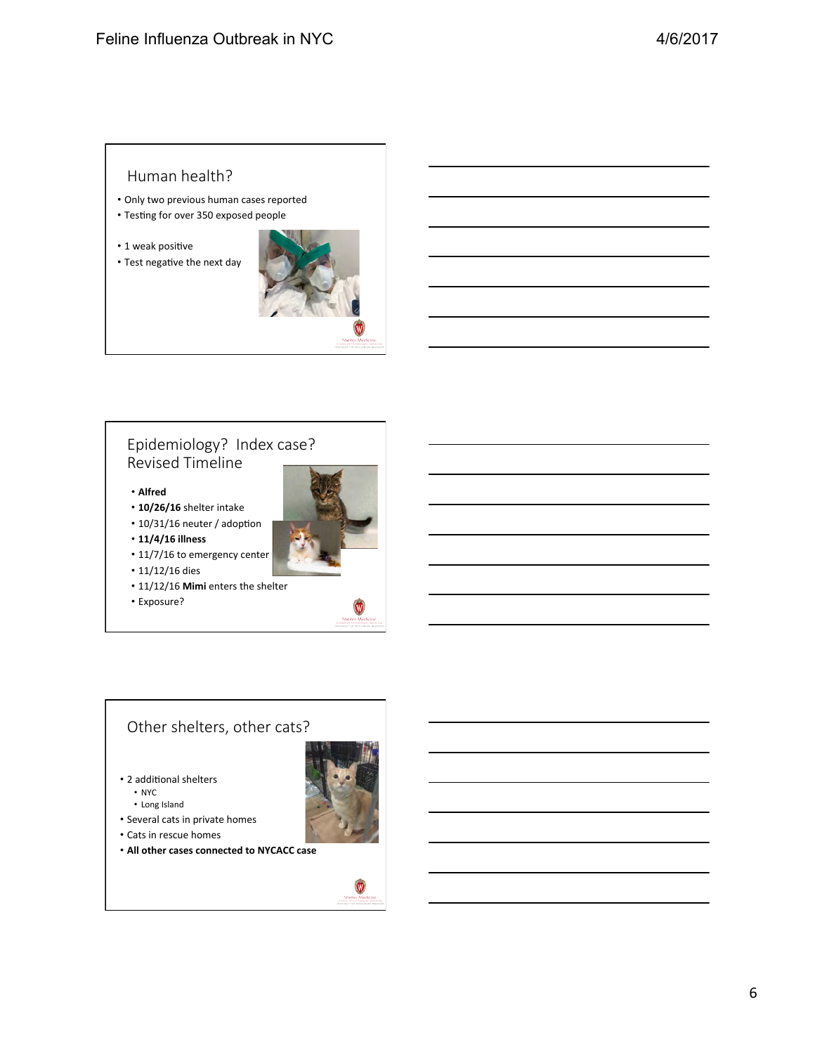## Human health?

- Only two previous human cases reported
- Testing for over 350 exposed people
- 1 weak positive
- Test negative the next day

## Epidemiology? Index case? Revised Timeline

- **Alfred**
- **10/26/16** shelter intake
- 10/31/16 neuter / adoption
- **11/4/16 illness**
- 11/7/16 to emergency center
- 11/12/16 dies
- 11/12/16 **Mimi** enters the shelter
- Exposure?

## Other shelters, other cats?

- 2 additional shelters
  - NYC
  - Long Island
- Several cats in private homes
- Cats in rescue homes
- **All other cases connected to NYCACC case**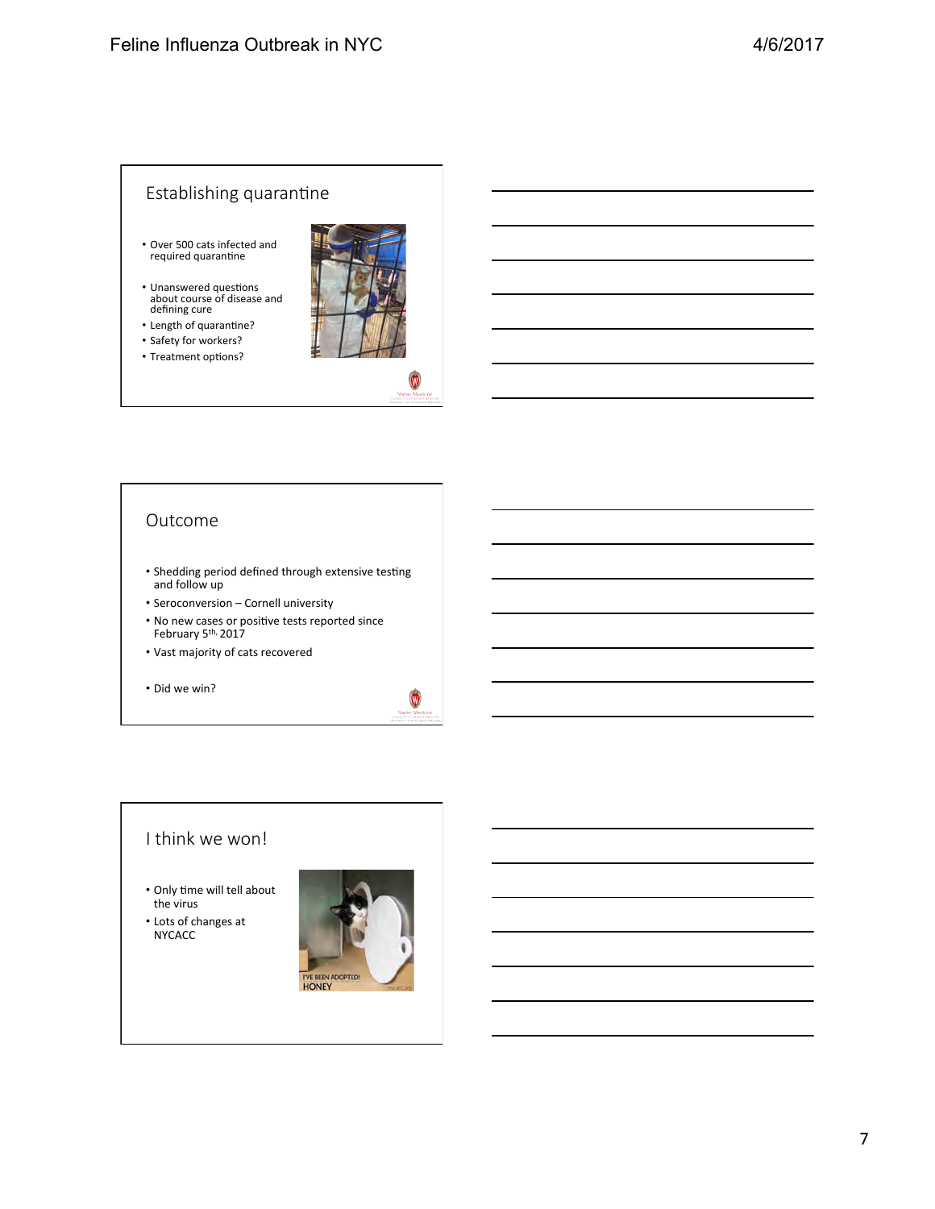## Establishing quarantine

- Over 500 cats infected and required quarantine
- Unanswered questions about course of disease and defining cure
- Length of quarantine?
- Safety for workers?
- Treatment options?

## Outcome

- Shedding period defined through extensive testing and follow up
- Seroconversion – Cornell university
- No new cases or positive tests reported since February 5th, 2017
- Vast majority of cats recovered
- Did we win?

## I think we won!

- Only time will tell about the virus
- Lots of changes at NYCACC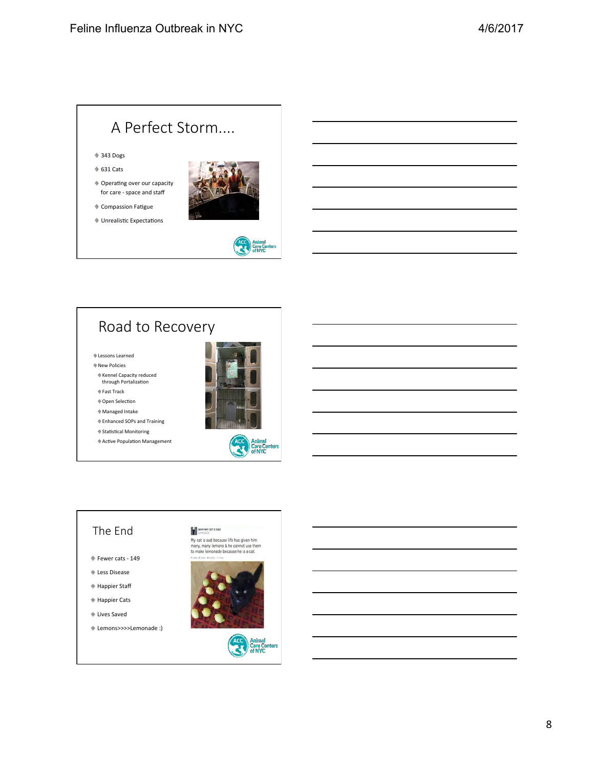## A Perfect Storm....

- 343 Dogs
- 631 Cats
- Operating over our capacity for care - space and staff
- Compassion Fatigue
- Unrealistic Expectations

## Road to Recovery

- Lessons Learned
- New Policies
  - Kennel Capacity reduced through Portalization
  - Fast Track
  - Open Selection
  - Managed Intake
  - Enhanced SOPs and Training
  - Statistical Monitoring
  - Active Population Management

## The End

- Fewer cats - 149
- Less Disease
- Happier Staff
- Happier Cats
- Lives Saved
- Lemons>>>>Lemonade :)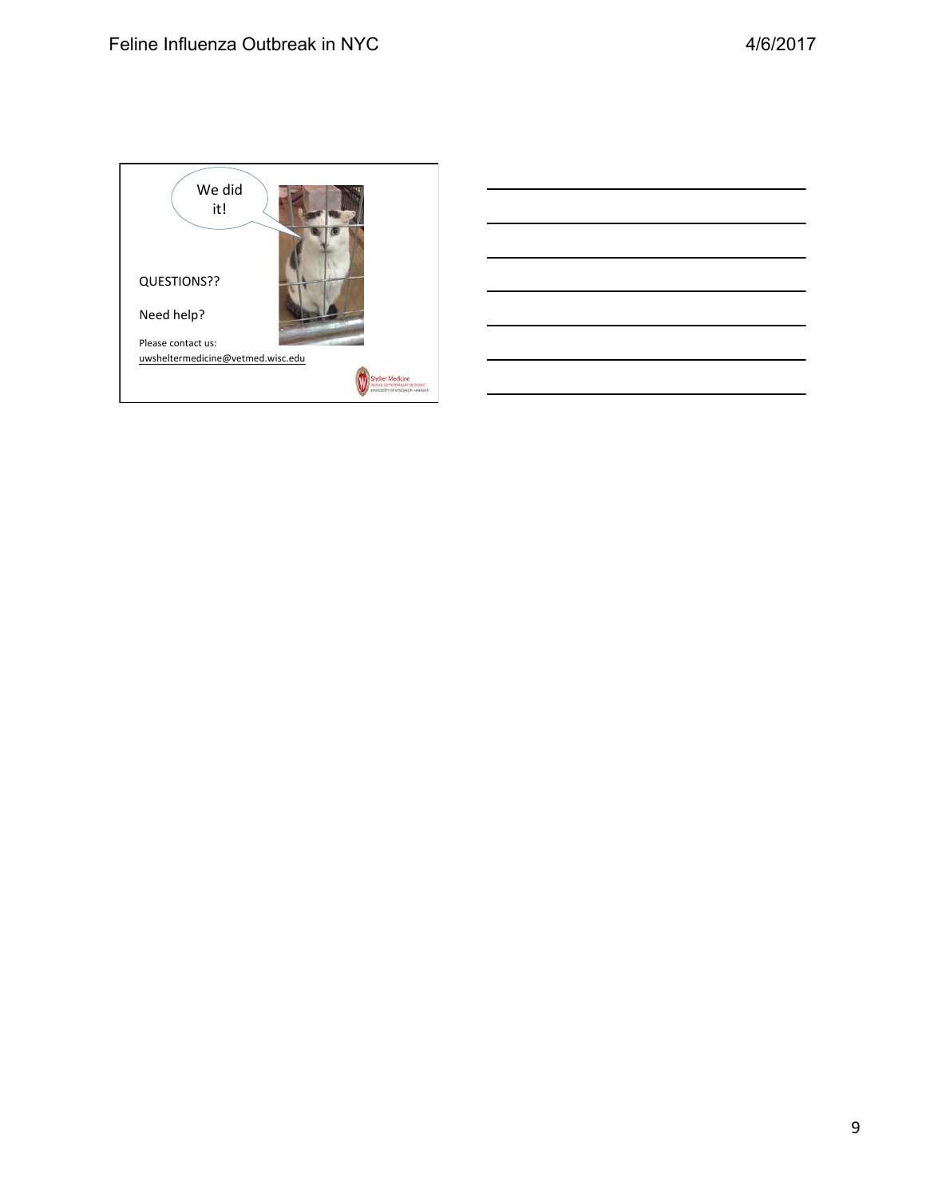We did it!

QUESTIONS??

Need help?

Please contact us:
uwsheltermedicine@vetmed.wisc.edu

Shelter Medicine
SCHOOL OF VETERINARY MEDICINE
UNIVERSITY OF WISCONSIN–MADISON